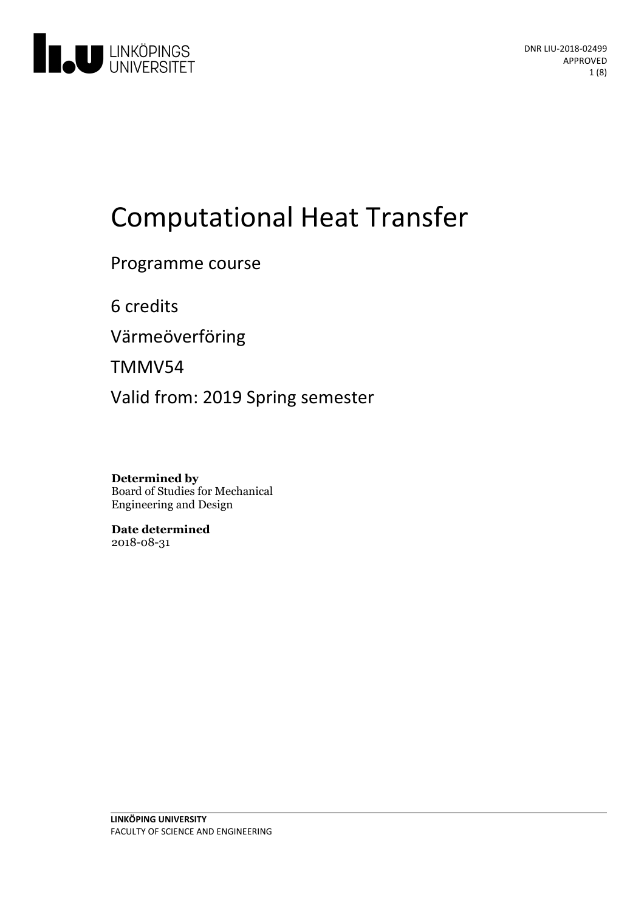# Computational Heat Transfer

Programme course

6 credits

Värmeöverföring

TMMV54

Valid from: 2019 Spring semester

**Determined by**
Board of Studies for Mechanical Engineering and Design

**Date determined**
2018-08-31

**LINKÖPING UNIVERSITY**
FACULTY OF SCIENCE AND ENGINEERING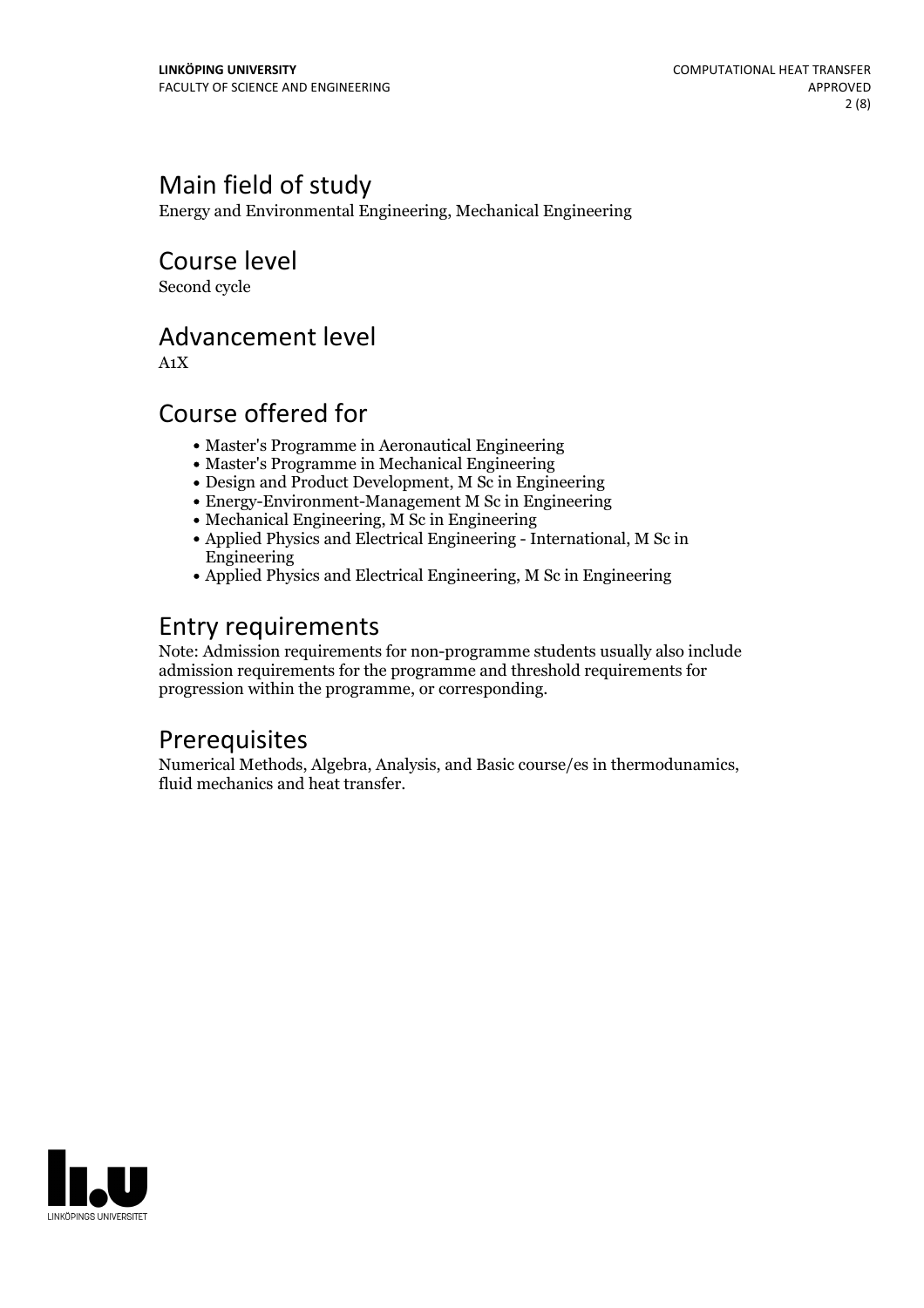## Main field of study

Energy and Environmental Engineering, Mechanical Engineering

## Course level

Second cycle

## Advancement level

A1X

## Course offered for

- Master's Programme in Aeronautical Engineering
- Master's Programme in Mechanical Engineering
- Design and Product Development, M Sc in Engineering
- Energy-Environment-Management M Sc in Engineering
- Mechanical Engineering, M Sc in Engineering
- Applied Physics and Electrical Engineering - International, M Sc in Engineering
- Applied Physics and Electrical Engineering, M Sc in Engineering

## Entry requirements

Note: Admission requirements for non-programme students usually also include admission requirements for the programme and threshold requirements for progression within the programme, or corresponding.

## Prerequisites

Numerical Methods, Algebra, Analysis, and Basic course/es in thermodunamics, fluid mechanics and heat transfer.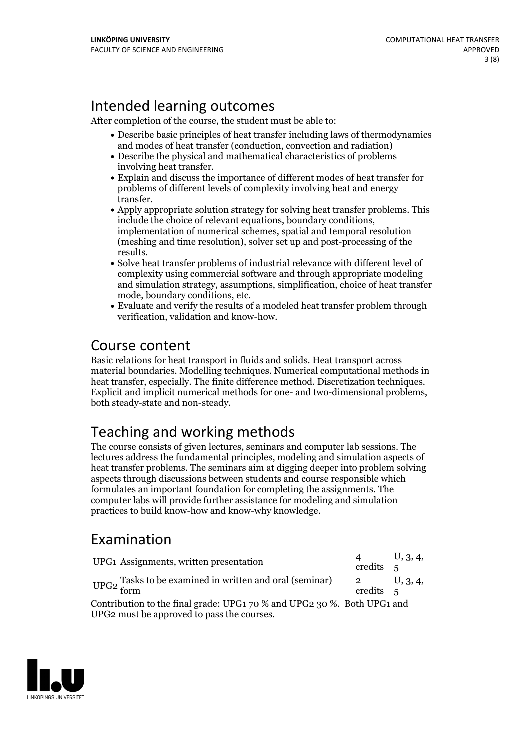## Intended learning outcomes

After completion of the course, the student must be able to:

- Describe basic principles of heat transfer including laws of thermodynamics and modes of heat transfer (conduction, convection and radiation)
- Describe the physical and mathematical characteristics of problems involving heat transfer.
- Explain and discuss the importance of different modes of heat transfer for problems of different levels of complexity involving heat and energy transfer.
- Apply appropriate solution strategy for solving heat transfer problems. This include the choice of relevant equations, boundary conditions, implementation of numerical schemes, spatial and temporal resolution (meshing and time resolution), solver set up and post-processing of the results.
- Solve heat transfer problems of industrial relevance with different level of complexity using commercial software and through appropriate modeling and simulation strategy, assumptions, simplification, choice of heat transfer mode, boundary conditions, etc.
- Evaluate and verify the results of a modeled heat transfer problem through verification, validation and know-how.

## Course content

Basic relations for heat transport in fluids and solids. Heat transport across material boundaries. Modelling techniques. Numerical computational methods in heat transfer, especially. The finite difference method. Discretization techniques. Explicit and implicit numerical methods for one- and two-dimensional problems, both steady-state and non-steady.

## Teaching and working methods

The course consists of given lectures, seminars and computer lab sessions. The lectures address the fundamental principles, modeling and simulation aspects of heat transfer problems. The seminars aim at digging deeper into problem solving aspects through discussions between students and course responsible which formulates an important foundation for completing the assignments. The computer labs will provide further assistance for modeling and simulation practices to build know-how and know-why knowledge.

## Examination

| | | | |
|---|---|---|---|
| UPG1 | Assignments, written presentation | 4 credits | U, 3, 4, 5 |
| UPG2 | Tasks to be examined in written and oral (seminar) form | 2 credits | U, 3, 4, 5 |

Contribution to the final grade: UPG1 70 % and UPG2 30 %. Both UPG1 and UPG2 must be approved to pass the courses.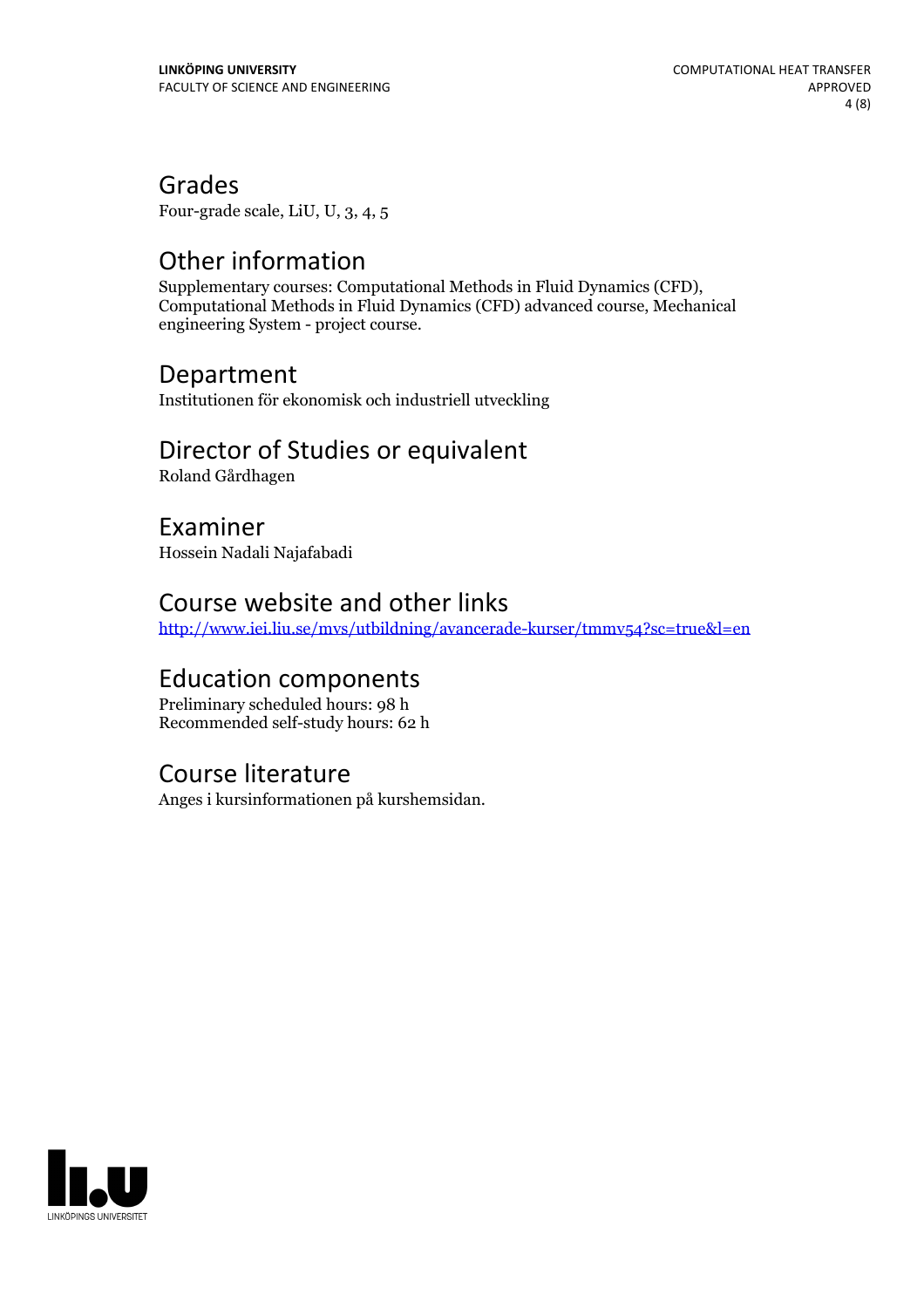## Grades

Four-grade scale, LiU, U, 3, 4, 5

## Other information

Supplementary courses: Computational Methods in Fluid Dynamics (CFD), Computational Methods in Fluid Dynamics (CFD) advanced course, Mechanical engineering System - project course.

## Department

Institutionen för ekonomisk och industriell utveckling

## Director of Studies or equivalent

Roland Gårdhagen

## Examiner

Hossein Nadali Najafabadi

## Course website and other links

http://www.iei.liu.se/mvs/utbildning/avancerade-kurser/tmmv54?sc=true&l=en

## Education components

Preliminary scheduled hours: 98 h
Recommended self-study hours: 62 h

## Course literature

Anges i kursinformationen på kurshemsidan.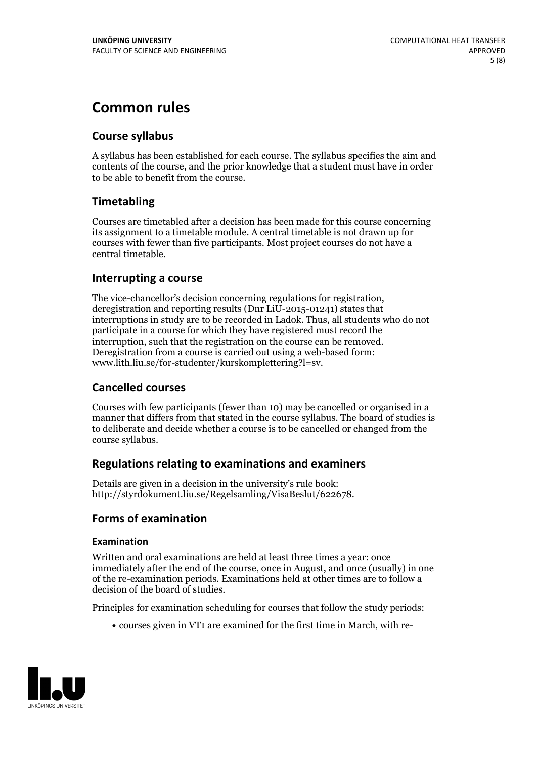# Common rules

## Course syllabus

A syllabus has been established for each course. The syllabus specifies the aim and contents of the course, and the prior knowledge that a student must have in order to be able to benefit from the course.

## Timetabling

Courses are timetabled after a decision has been made for this course concerning its assignment to a timetable module. A central timetable is not drawn up for courses with fewer than five participants. Most project courses do not have a central timetable.

## Interrupting a course

The vice-chancellor's decision concerning regulations for registration, deregistration and reporting results (Dnr LiU-2015-01241) states that interruptions in study are to be recorded in Ladok. Thus, all students who do not participate in a course for which they have registered must record the interruption, such that the registration on the course can be removed. Deregistration from a course is carried out using a web-based form: www.lith.liu.se/for-studenter/kurskomplettering?l=sv.

## Cancelled courses

Courses with few participants (fewer than 10) may be cancelled or organised in a manner that differs from that stated in the course syllabus. The board of studies is to deliberate and decide whether a course is to be cancelled or changed from the course syllabus.

## Regulations relating to examinations and examiners

Details are given in a decision in the university's rule book: http://styrdokument.liu.se/Regelsamling/VisaBeslut/622678.

## Forms of examination

### Examination

Written and oral examinations are held at least three times a year: once immediately after the end of the course, once in August, and once (usually) in one of the re-examination periods. Examinations held at other times are to follow a decision of the board of studies.

Principles for examination scheduling for courses that follow the study periods:

- courses given in VT1 are examined for the first time in March, with re-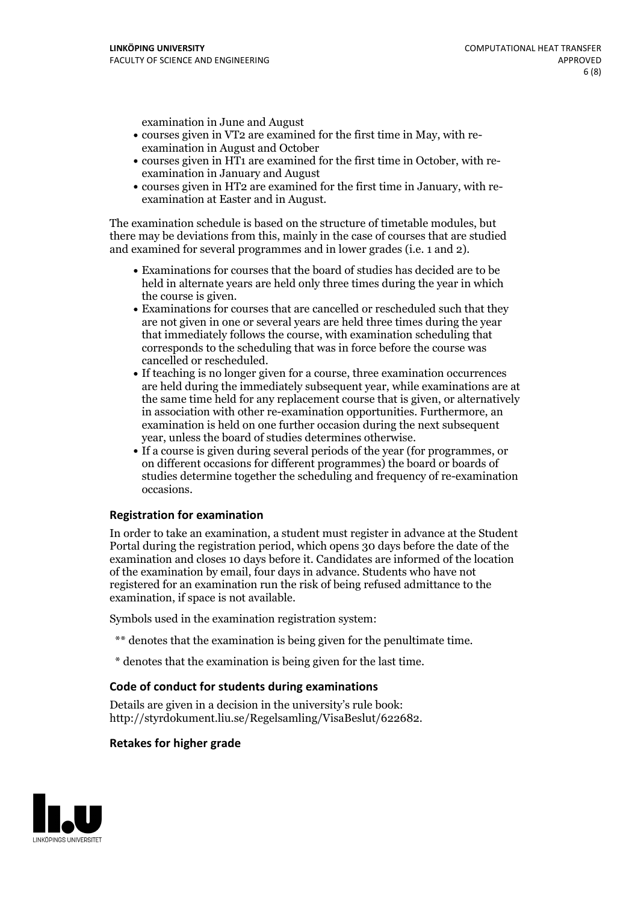examination in June and August
- courses given in VT2 are examined for the first time in May, with re-examination in August and October
- courses given in HT1 are examined for the first time in October, with re-examination in January and August
- courses given in HT2 are examined for the first time in January, with re-examination at Easter and in August.

The examination schedule is based on the structure of timetable modules, but there may be deviations from this, mainly in the case of courses that are studied and examined for several programmes and in lower grades (i.e. 1 and 2).

- Examinations for courses that the board of studies has decided are to be held in alternate years are held only three times during the year in which the course is given.
- Examinations for courses that are cancelled or rescheduled such that they are not given in one or several years are held three times during the year that immediately follows the course, with examination scheduling that corresponds to the scheduling that was in force before the course was cancelled or rescheduled.
- If teaching is no longer given for a course, three examination occurrences are held during the immediately subsequent year, while examinations are at the same time held for any replacement course that is given, or alternatively in association with other re-examination opportunities. Furthermore, an examination is held on one further occasion during the next subsequent year, unless the board of studies determines otherwise.
- If a course is given during several periods of the year (for programmes, or on different occasions for different programmes) the board or boards of studies determine together the scheduling and frequency of re-examination occasions.

### Registration for examination

In order to take an examination, a student must register in advance at the Student Portal during the registration period, which opens 30 days before the date of the examination and closes 10 days before it. Candidates are informed of the location of the examination by email, four days in advance. Students who have not registered for an examination run the risk of being refused admittance to the examination, if space is not available.

Symbols used in the examination registration system:

** denotes that the examination is being given for the penultimate time.

* denotes that the examination is being given for the last time.

### Code of conduct for students during examinations

Details are given in a decision in the university's rule book: http://styrdokument.liu.se/Regelsamling/VisaBeslut/622682.

### Retakes for higher grade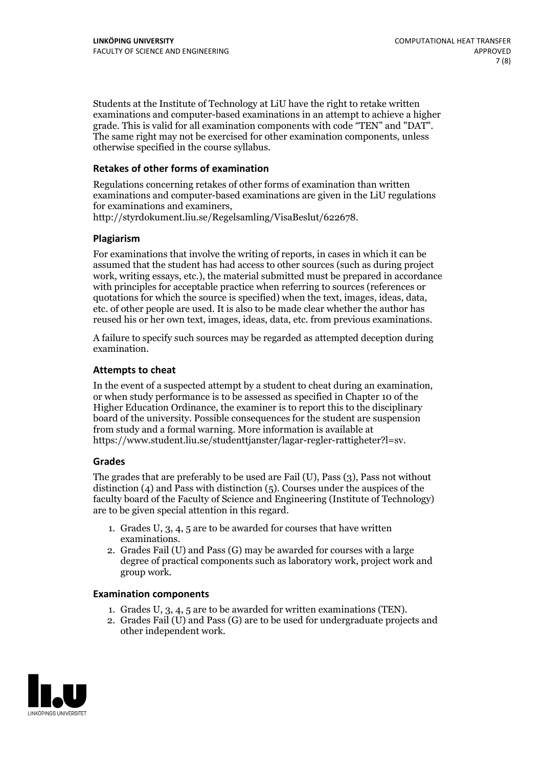Students at the Institute of Technology at LiU have the right to retake written examinations and computer-based examinations in an attempt to achieve a higher grade. This is valid for all examination components with code "TEN" and "DAT". The same right may not be exercised for other examination components, unless otherwise specified in the course syllabus.

### Retakes of other forms of examination

Regulations concerning retakes of other forms of examination than written examinations and computer-based examinations are given in the LiU regulations for examinations and examiners, http://styrdokument.liu.se/Regelsamling/VisaBeslut/622678.

### Plagiarism

For examinations that involve the writing of reports, in cases in which it can be assumed that the student has had access to other sources (such as during project work, writing essays, etc.), the material submitted must be prepared in accordance with principles for acceptable practice when referring to sources (references or quotations for which the source is specified) when the text, images, ideas, data, etc. of other people are used. It is also to be made clear whether the author has reused his or her own text, images, ideas, data, etc. from previous examinations.

A failure to specify such sources may be regarded as attempted deception during examination.

### Attempts to cheat

In the event of a suspected attempt by a student to cheat during an examination, or when study performance is to be assessed as specified in Chapter 10 of the Higher Education Ordinance, the examiner is to report this to the disciplinary board of the university. Possible consequences for the student are suspension from study and a formal warning. More information is available at https://www.student.liu.se/studenttjanster/lagar-regler-rattigheter?l=sv.

### Grades

The grades that are preferably to be used are Fail (U), Pass (3), Pass not without distinction (4) and Pass with distinction (5). Courses under the auspices of the faculty board of the Faculty of Science and Engineering (Institute of Technology) are to be given special attention in this regard.

1. Grades U, 3, 4, 5 are to be awarded for courses that have written examinations.
2. Grades Fail (U) and Pass (G) may be awarded for courses with a large degree of practical components such as laboratory work, project work and group work.

### Examination components

1. Grades U, 3, 4, 5 are to be awarded for written examinations (TEN).
2. Grades Fail (U) and Pass (G) are to be used for undergraduate projects and other independent work.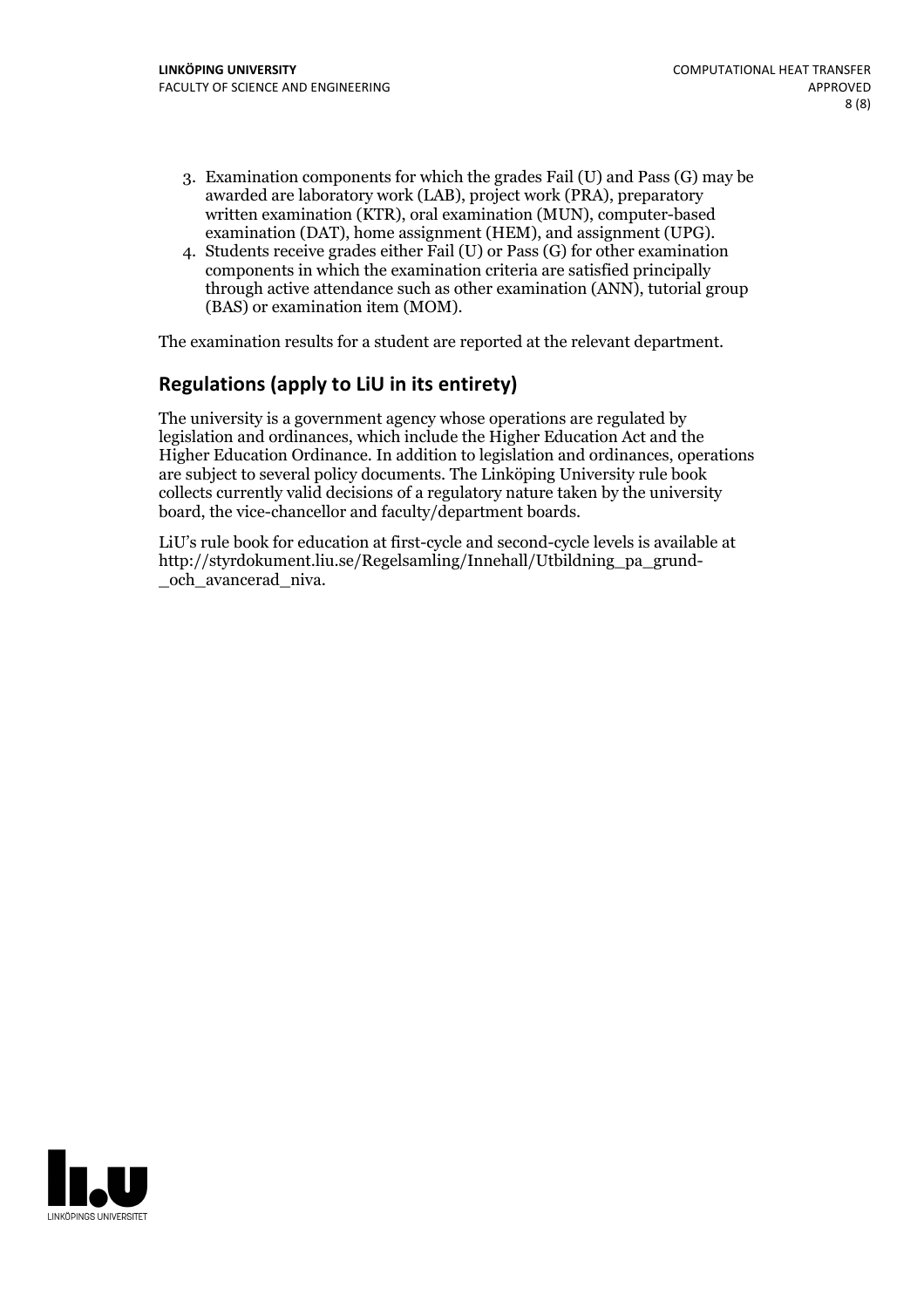3. Examination components for which the grades Fail (U) and Pass (G) may be awarded are laboratory work (LAB), project work (PRA), preparatory written examination (KTR), oral examination (MUN), computer-based examination (DAT), home assignment (HEM), and assignment (UPG).
4. Students receive grades either Fail (U) or Pass (G) for other examination components in which the examination criteria are satisfied principally through active attendance such as other examination (ANN), tutorial group (BAS) or examination item (MOM).

The examination results for a student are reported at the relevant department.

## Regulations (apply to LiU in its entirety)

The university is a government agency whose operations are regulated by legislation and ordinances, which include the Higher Education Act and the Higher Education Ordinance. In addition to legislation and ordinances, operations are subject to several policy documents. The Linköping University rule book collects currently valid decisions of a regulatory nature taken by the university board, the vice-chancellor and faculty/department boards.

LiU's rule book for education at first-cycle and second-cycle levels is available at http://styrdokument.liu.se/Regelsamling/Innehall/Utbildning_pa_grund-_och_avancerad_niva.